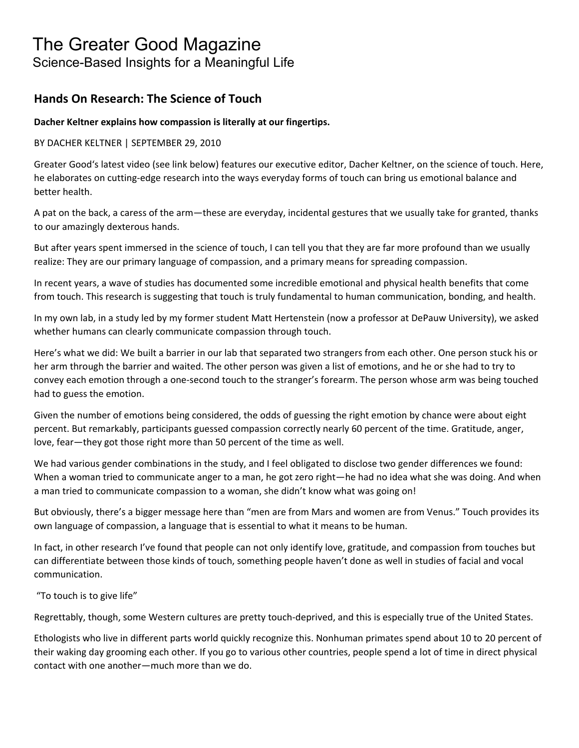# The Greater Good Magazine

Science-Based Insights for a Meaningful Life

## Hands On Research: The Science of Touch

**Dacher Keltner explains how compassion is literally at our fingertips.**

BY DACHER KELTNER | SEPTEMBER 29, 2010

Greater Good's latest video (see link below) features our executive editor, Dacher Keltner, on the science of touch. Here, he elaborates on cutting-edge research into the ways everyday forms of touch can bring us emotional balance and better health.

A pat on the back, a caress of the arm—these are everyday, incidental gestures that we usually take for granted, thanks to our amazingly dexterous hands.

But after years spent immersed in the science of touch, I can tell you that they are far more profound than we usually realize: They are our primary language of compassion, and a primary means for spreading compassion.

In recent years, a wave of studies has documented some incredible emotional and physical health benefits that come from touch. This research is suggesting that touch is truly fundamental to human communication, bonding, and health.

In my own lab, in a study led by my former student Matt Hertenstein (now a professor at DePauw University), we asked whether humans can clearly communicate compassion through touch.

Here's what we did: We built a barrier in our lab that separated two strangers from each other. One person stuck his or her arm through the barrier and waited. The other person was given a list of emotions, and he or she had to try to convey each emotion through a one-second touch to the stranger's forearm. The person whose arm was being touched had to guess the emotion.

Given the number of emotions being considered, the odds of guessing the right emotion by chance were about eight percent. But remarkably, participants guessed compassion correctly nearly 60 percent of the time. Gratitude, anger, love, fear—they got those right more than 50 percent of the time as well.

We had various gender combinations in the study, and I feel obligated to disclose two gender differences we found: When a woman tried to communicate anger to a man, he got zero right—he had no idea what she was doing. And when a man tried to communicate compassion to a woman, she didn't know what was going on!

But obviously, there's a bigger message here than "men are from Mars and women are from Venus." Touch provides its own language of compassion, a language that is essential to what it means to be human.

In fact, in other research I've found that people can not only identify love, gratitude, and compassion from touches but can differentiate between those kinds of touch, something people haven't done as well in studies of facial and vocal communication.

"To touch is to give life"

Regrettably, though, some Western cultures are pretty touch-deprived, and this is especially true of the United States.

Ethologists who live in different parts world quickly recognize this. Nonhuman primates spend about 10 to 20 percent of their waking day grooming each other. If you go to various other countries, people spend a lot of time in direct physical contact with one another—much more than we do.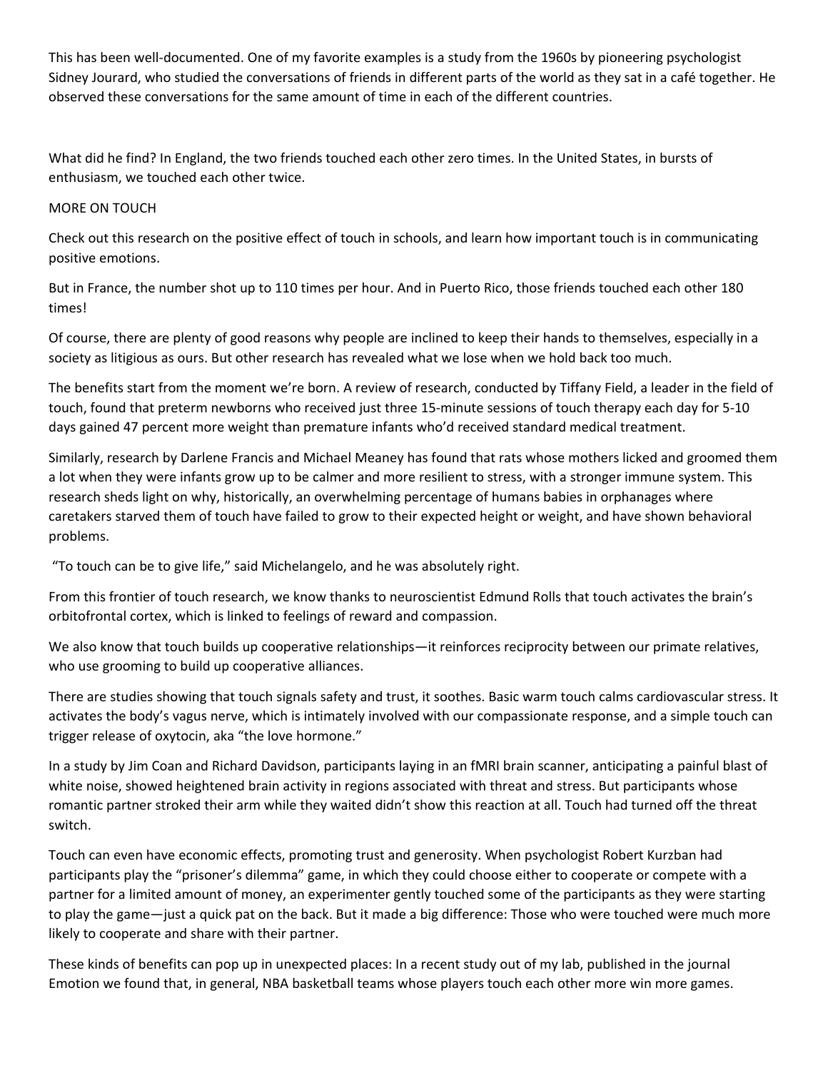This has been well-documented. One of my favorite examples is a study from the 1960s by pioneering psychologist Sidney Jourard, who studied the conversations of friends in different parts of the world as they sat in a café together. He observed these conversations for the same amount of time in each of the different countries.

What did he find? In England, the two friends touched each other zero times. In the United States, in bursts of enthusiasm, we touched each other twice.

MORE ON TOUCH

Check out this research on the positive effect of touch in schools, and learn how important touch is in communicating positive emotions.

But in France, the number shot up to 110 times per hour. And in Puerto Rico, those friends touched each other 180 times!

Of course, there are plenty of good reasons why people are inclined to keep their hands to themselves, especially in a society as litigious as ours. But other research has revealed what we lose when we hold back too much.

The benefits start from the moment we're born. A review of research, conducted by Tiffany Field, a leader in the field of touch, found that preterm newborns who received just three 15-minute sessions of touch therapy each day for 5-10 days gained 47 percent more weight than premature infants who'd received standard medical treatment.

Similarly, research by Darlene Francis and Michael Meaney has found that rats whose mothers licked and groomed them a lot when they were infants grow up to be calmer and more resilient to stress, with a stronger immune system. This research sheds light on why, historically, an overwhelming percentage of humans babies in orphanages where caretakers starved them of touch have failed to grow to their expected height or weight, and have shown behavioral problems.

"To touch can be to give life," said Michelangelo, and he was absolutely right.

From this frontier of touch research, we know thanks to neuroscientist Edmund Rolls that touch activates the brain's orbitofrontal cortex, which is linked to feelings of reward and compassion.

We also know that touch builds up cooperative relationships—it reinforces reciprocity between our primate relatives, who use grooming to build up cooperative alliances.

There are studies showing that touch signals safety and trust, it soothes. Basic warm touch calms cardiovascular stress. It activates the body's vagus nerve, which is intimately involved with our compassionate response, and a simple touch can trigger release of oxytocin, aka "the love hormone."

In a study by Jim Coan and Richard Davidson, participants laying in an fMRI brain scanner, anticipating a painful blast of white noise, showed heightened brain activity in regions associated with threat and stress. But participants whose romantic partner stroked their arm while they waited didn't show this reaction at all. Touch had turned off the threat switch.

Touch can even have economic effects, promoting trust and generosity. When psychologist Robert Kurzban had participants play the "prisoner's dilemma" game, in which they could choose either to cooperate or compete with a partner for a limited amount of money, an experimenter gently touched some of the participants as they were starting to play the game—just a quick pat on the back. But it made a big difference: Those who were touched were much more likely to cooperate and share with their partner.

These kinds of benefits can pop up in unexpected places: In a recent study out of my lab, published in the journal Emotion we found that, in general, NBA basketball teams whose players touch each other more win more games.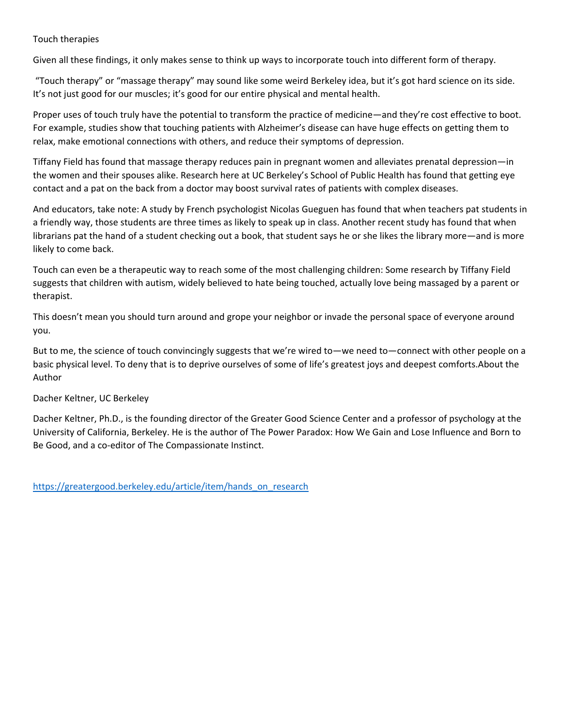## Touch therapies

Given all these findings, it only makes sense to think up ways to incorporate touch into different form of therapy.

"Touch therapy" or "massage therapy" may sound like some weird Berkeley idea, but it's got hard science on its side. It's not just good for our muscles; it's good for our entire physical and mental health.

Proper uses of touch truly have the potential to transform the practice of medicine—and they're cost effective to boot. For example, studies show that touching patients with Alzheimer's disease can have huge effects on getting them to relax, make emotional connections with others, and reduce their symptoms of depression.

Tiffany Field has found that massage therapy reduces pain in pregnant women and alleviates prenatal depression—in the women and their spouses alike. Research here at UC Berkeley's School of Public Health has found that getting eye contact and a pat on the back from a doctor may boost survival rates of patients with complex diseases.

And educators, take note: A study by French psychologist Nicolas Gueguen has found that when teachers pat students in a friendly way, those students are three times as likely to speak up in class. Another recent study has found that when librarians pat the hand of a student checking out a book, that student says he or she likes the library more—and is more likely to come back.

Touch can even be a therapeutic way to reach some of the most challenging children: Some research by Tiffany Field suggests that children with autism, widely believed to hate being touched, actually love being massaged by a parent or therapist.

This doesn't mean you should turn around and grope your neighbor or invade the personal space of everyone around you.

But to me, the science of touch convincingly suggests that we're wired to—we need to—connect with other people on a basic physical level. To deny that is to deprive ourselves of some of life's greatest joys and deepest comforts.

## About the Author

Dacher Keltner, UC Berkeley

Dacher Keltner, Ph.D., is the founding director of the Greater Good Science Center and a professor of psychology at the University of California, Berkeley. He is the author of The Power Paradox: How We Gain and Lose Influence and Born to Be Good, and a co-editor of The Compassionate Instinct.

https://greatergood.berkeley.edu/article/item/hands_on_research